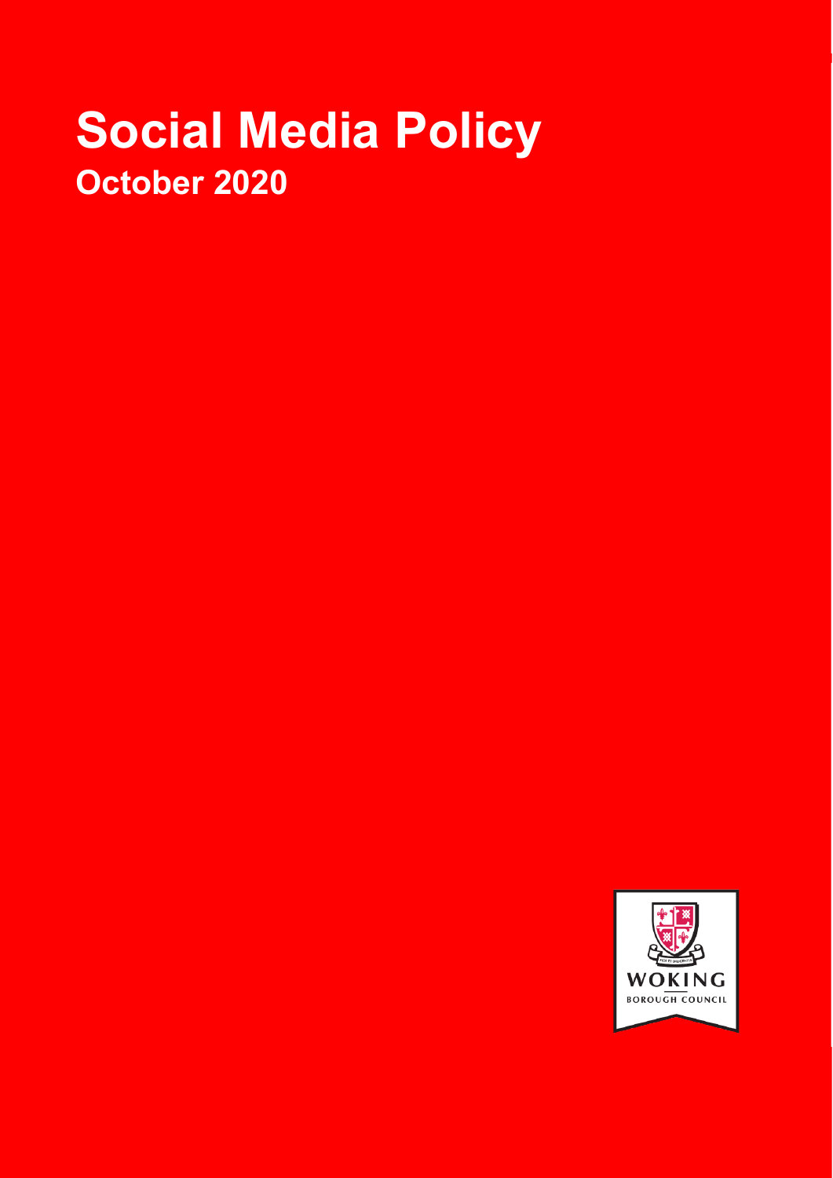# Social Media Policy

## October 2020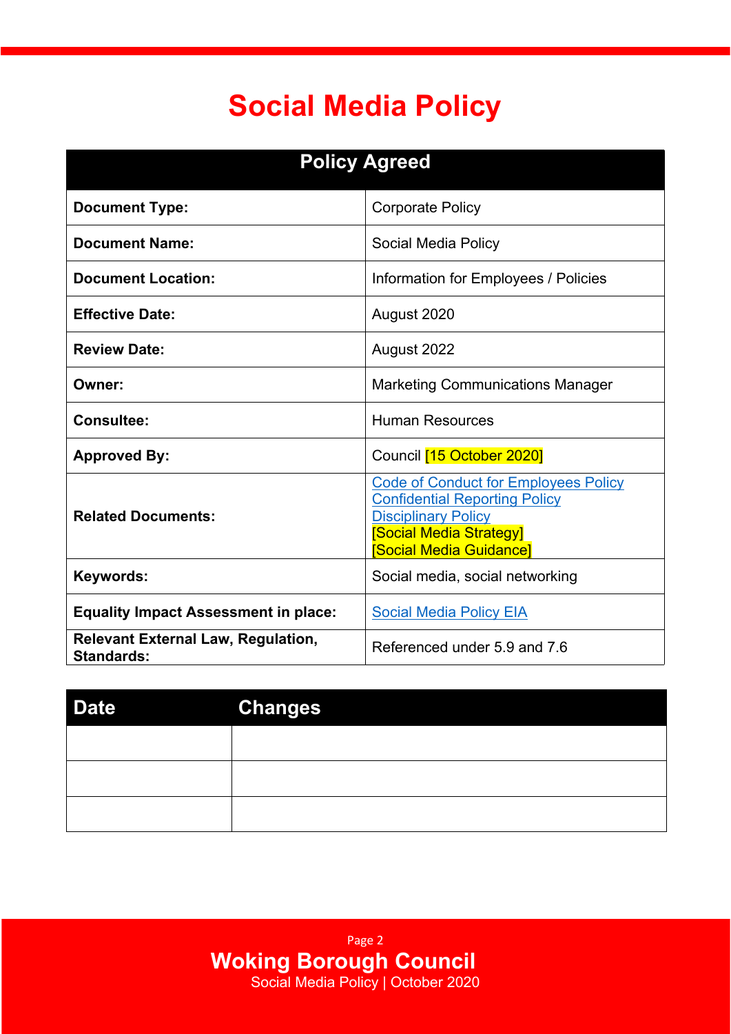# Social Media Policy

| Policy Agreed | |
|---|---|
| **Document Type:** | Corporate Policy |
| **Document Name:** | Social Media Policy |
| **Document Location:** | Information for Employees / Policies |
| **Effective Date:** | August 2020 |
| **Review Date:** | August 2022 |
| **Owner:** | Marketing Communications Manager |
| **Consultee:** | Human Resources |
| **Approved By:** | Council [15 October 2020] |
| **Related Documents:** | Code of Conduct for Employees Policy<br>Confidential Reporting Policy<br>Disciplinary Policy<br>[Social Media Strategy]<br>[Social Media Guidance] |
| **Keywords:** | Social media, social networking |
| **Equality Impact Assessment in place:** | Social Media Policy EIA |
| **Relevant External Law, Regulation, Standards:** | Referenced under 5.9 and 7.6 |

| Date | Changes |
|---|---|
| | |
| | |
| | |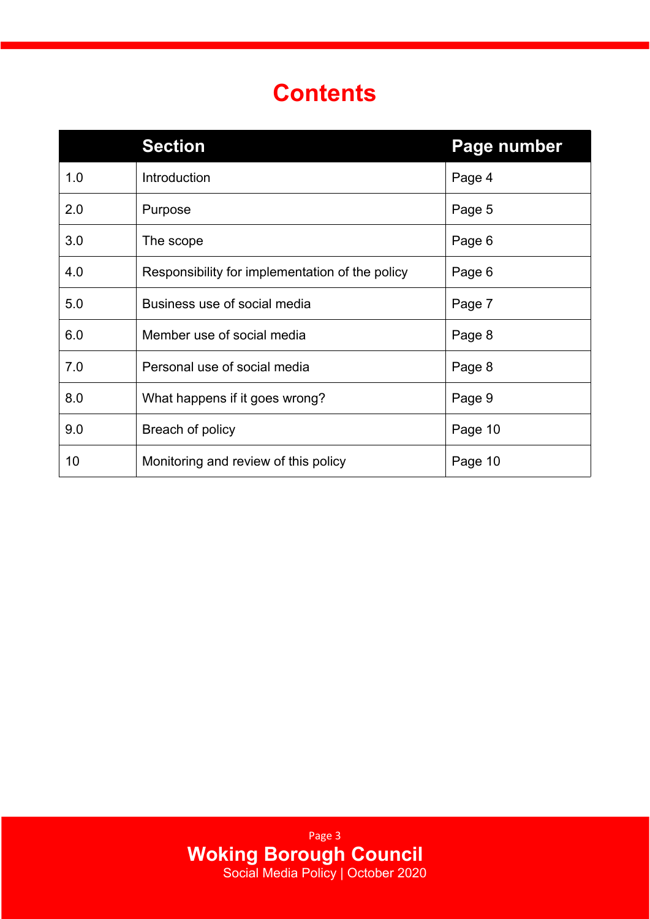# Contents

| | Section | Page number |
|---|---|---|
| 1.0 | Introduction | Page 4 |
| 2.0 | Purpose | Page 5 |
| 3.0 | The scope | Page 6 |
| 4.0 | Responsibility for implementation of the policy | Page 6 |
| 5.0 | Business use of social media | Page 7 |
| 6.0 | Member use of social media | Page 8 |
| 7.0 | Personal use of social media | Page 8 |
| 8.0 | What happens if it goes wrong? | Page 9 |
| 9.0 | Breach of policy | Page 10 |
| 10 | Monitoring and review of this policy | Page 10 |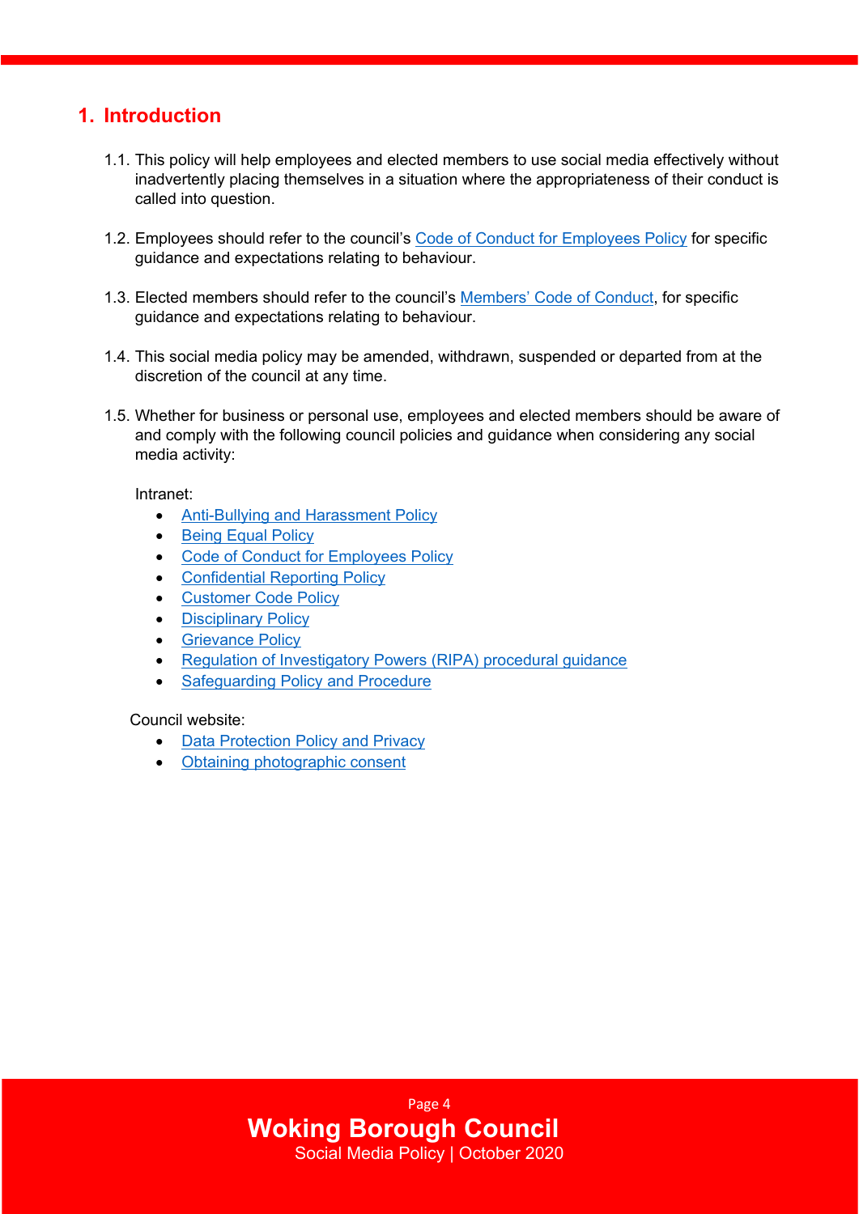# 1. Introduction

1.1. This policy will help employees and elected members to use social media effectively without inadvertently placing themselves in a situation where the appropriateness of their conduct is called into question.

1.2. Employees should refer to the council's Code of Conduct for Employees Policy for specific guidance and expectations relating to behaviour.

1.3. Elected members should refer to the council's Members' Code of Conduct, for specific guidance and expectations relating to behaviour.

1.4. This social media policy may be amended, withdrawn, suspended or departed from at the discretion of the council at any time.

1.5. Whether for business or personal use, employees and elected members should be aware of and comply with the following council policies and guidance when considering any social media activity:

Intranet:

- Anti-Bullying and Harassment Policy
- Being Equal Policy
- Code of Conduct for Employees Policy
- Confidential Reporting Policy
- Customer Code Policy
- Disciplinary Policy
- Grievance Policy
- Regulation of Investigatory Powers (RIPA) procedural guidance
- Safeguarding Policy and Procedure

Council website:

- Data Protection Policy and Privacy
- Obtaining photographic consent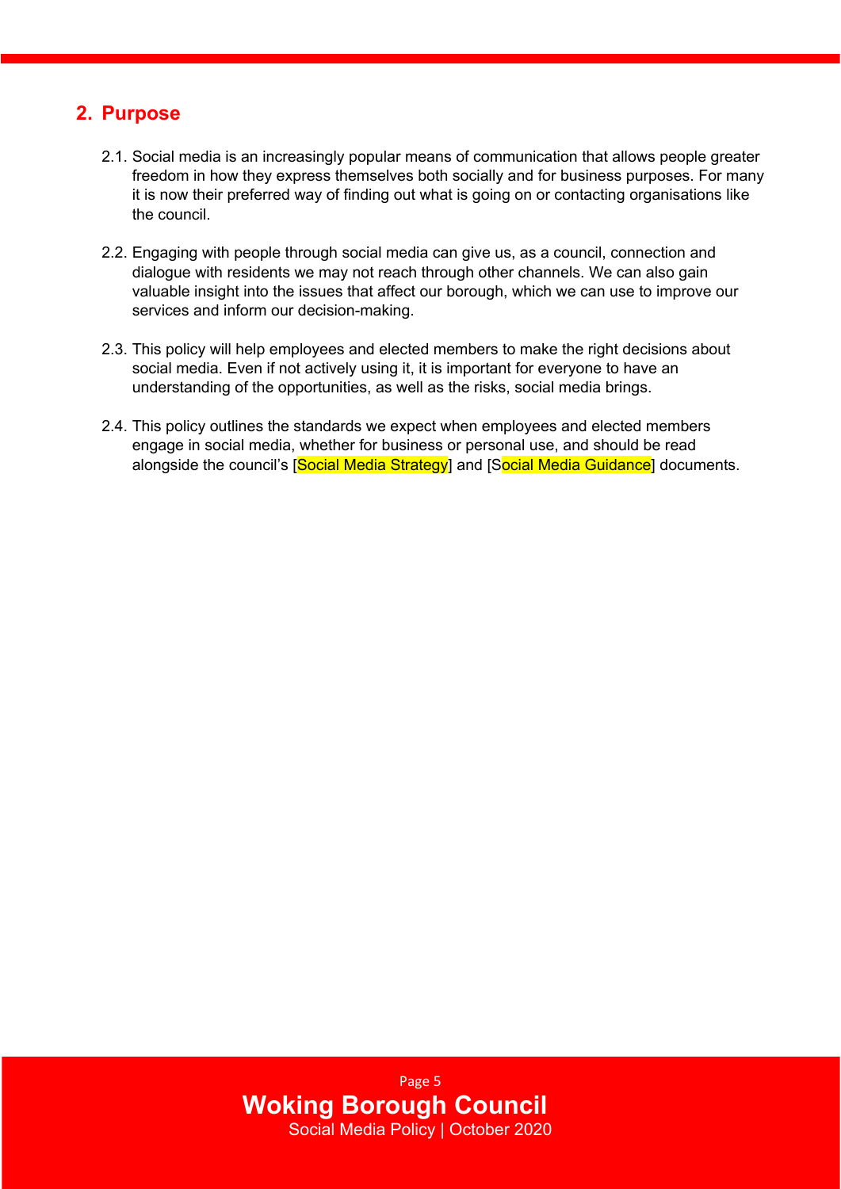## 2. Purpose

2.1. Social media is an increasingly popular means of communication that allows people greater freedom in how they express themselves both socially and for business purposes. For many it is now their preferred way of finding out what is going on or contacting organisations like the council.

2.2. Engaging with people through social media can give us, as a council, connection and dialogue with residents we may not reach through other channels. We can also gain valuable insight into the issues that affect our borough, which we can use to improve our services and inform our decision-making.

2.3. This policy will help employees and elected members to make the right decisions about social media. Even if not actively using it, it is important for everyone to have an understanding of the opportunities, as well as the risks, social media brings.

2.4. This policy outlines the standards we expect when employees and elected members engage in social media, whether for business or personal use, and should be read alongside the council's [Social Media Strategy] and [Social Media Guidance] documents.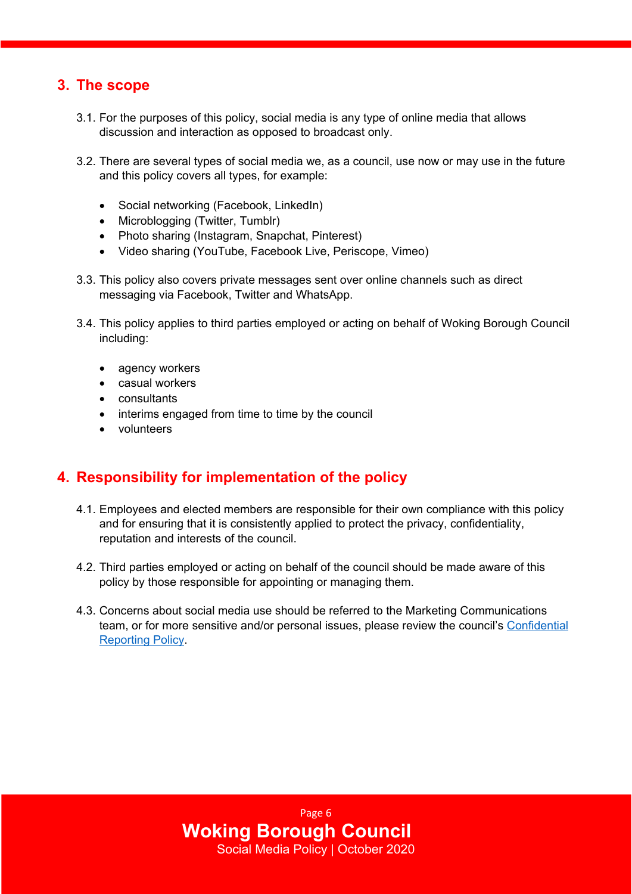## 3. The scope

3.1. For the purposes of this policy, social media is any type of online media that allows discussion and interaction as opposed to broadcast only.

3.2. There are several types of social media we, as a council, use now or may use in the future and this policy covers all types, for example:

- Social networking (Facebook, LinkedIn)
- Microblogging (Twitter, Tumblr)
- Photo sharing (Instagram, Snapchat, Pinterest)
- Video sharing (YouTube, Facebook Live, Periscope, Vimeo)

3.3. This policy also covers private messages sent over online channels such as direct messaging via Facebook, Twitter and WhatsApp.

3.4. This policy applies to third parties employed or acting on behalf of Woking Borough Council including:

- agency workers
- casual workers
- consultants
- interims engaged from time to time by the council
- volunteers

## 4. Responsibility for implementation of the policy

4.1. Employees and elected members are responsible for their own compliance with this policy and for ensuring that it is consistently applied to protect the privacy, confidentiality, reputation and interests of the council.

4.2. Third parties employed or acting on behalf of the council should be made aware of this policy by those responsible for appointing or managing them.

4.3. Concerns about social media use should be referred to the Marketing Communications team, or for more sensitive and/or personal issues, please review the council's Confidential Reporting Policy.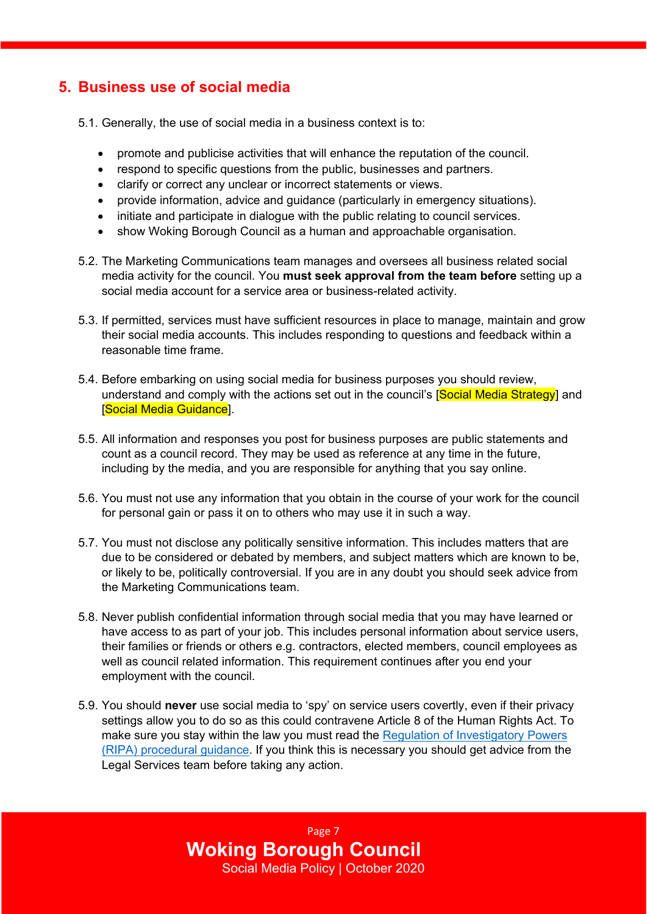## 5. Business use of social media

5.1. Generally, the use of social media in a business context is to:

- promote and publicise activities that will enhance the reputation of the council.
- respond to specific questions from the public, businesses and partners.
- clarify or correct any unclear or incorrect statements or views.
- provide information, advice and guidance (particularly in emergency situations).
- initiate and participate in dialogue with the public relating to council services.
- show Woking Borough Council as a human and approachable organisation.

5.2. The Marketing Communications team manages and oversees all business related social media activity for the council. You **must seek approval from the team before** setting up a social media account for a service area or business-related activity.

5.3. If permitted, services must have sufficient resources in place to manage, maintain and grow their social media accounts. This includes responding to questions and feedback within a reasonable time frame.

5.4. Before embarking on using social media for business purposes you should review, understand and comply with the actions set out in the council's [Social Media Strategy] and [Social Media Guidance].

5.5. All information and responses you post for business purposes are public statements and count as a council record. They may be used as reference at any time in the future, including by the media, and you are responsible for anything that you say online.

5.6. You must not use any information that you obtain in the course of your work for the council for personal gain or pass it on to others who may use it in such a way.

5.7. You must not disclose any politically sensitive information. This includes matters that are due to be considered or debated by members, and subject matters which are known to be, or likely to be, politically controversial. If you are in any doubt you should seek advice from the Marketing Communications team.

5.8. Never publish confidential information through social media that you may have learned or have access to as part of your job. This includes personal information about service users, their families or friends or others e.g. contractors, elected members, council employees as well as council related information. This requirement continues after you end your employment with the council.

5.9. You should **never** use social media to 'spy' on service users covertly, even if their privacy settings allow you to do so as this could contravene Article 8 of the Human Rights Act. To make sure you stay within the law you must read the Regulation of Investigatory Powers (RIPA) procedural guidance. If you think this is necessary you should get advice from the Legal Services team before taking any action.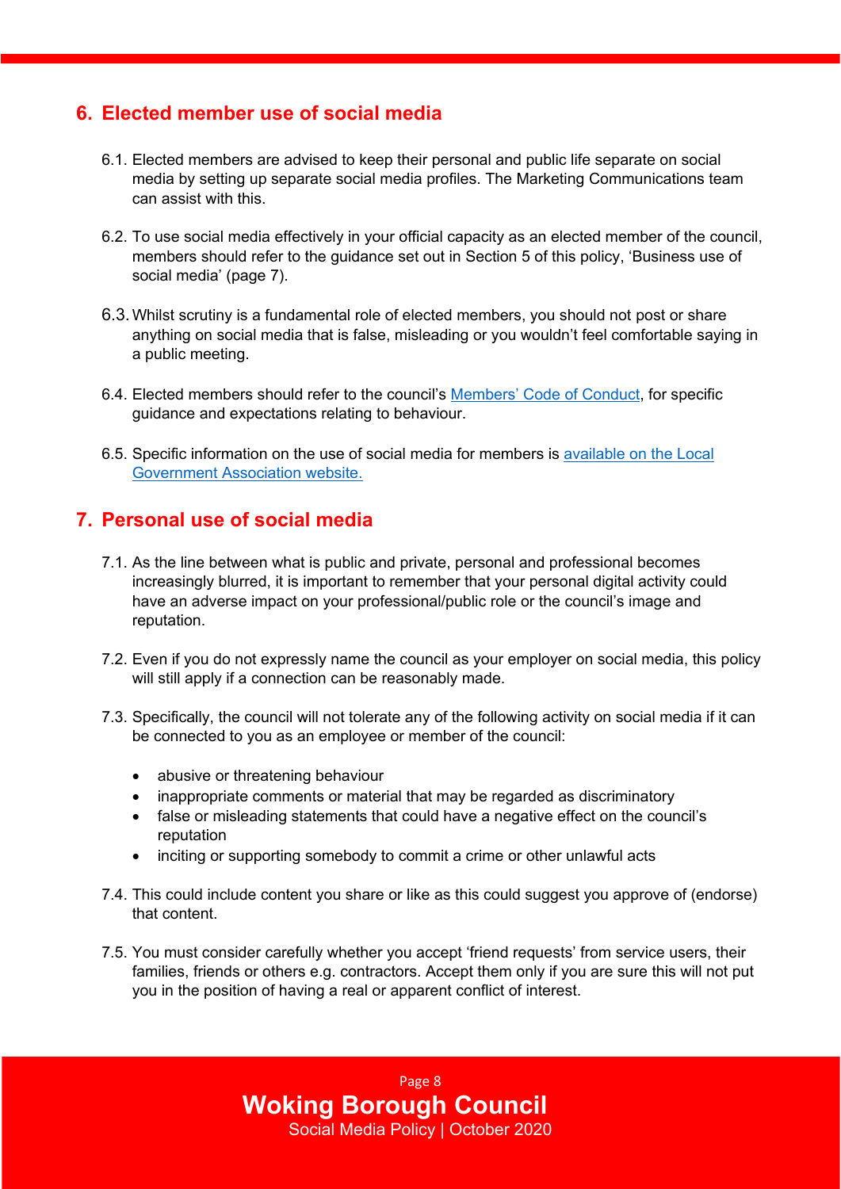## 6. Elected member use of social media

6.1. Elected members are advised to keep their personal and public life separate on social media by setting up separate social media profiles. The Marketing Communications team can assist with this.

6.2. To use social media effectively in your official capacity as an elected member of the council, members should refer to the guidance set out in Section 5 of this policy, 'Business use of social media' (page 7).

6.3. Whilst scrutiny is a fundamental role of elected members, you should not post or share anything on social media that is false, misleading or you wouldn't feel comfortable saying in a public meeting.

6.4. Elected members should refer to the council's Members' Code of Conduct, for specific guidance and expectations relating to behaviour.

6.5. Specific information on the use of social media for members is available on the Local Government Association website.

## 7. Personal use of social media

7.1. As the line between what is public and private, personal and professional becomes increasingly blurred, it is important to remember that your personal digital activity could have an adverse impact on your professional/public role or the council's image and reputation.

7.2. Even if you do not expressly name the council as your employer on social media, this policy will still apply if a connection can be reasonably made.

7.3. Specifically, the council will not tolerate any of the following activity on social media if it can be connected to you as an employee or member of the council:

- abusive or threatening behaviour
- inappropriate comments or material that may be regarded as discriminatory
- false or misleading statements that could have a negative effect on the council's reputation
- inciting or supporting somebody to commit a crime or other unlawful acts

7.4. This could include content you share or like as this could suggest you approve of (endorse) that content.

7.5. You must consider carefully whether you accept 'friend requests' from service users, their families, friends or others e.g. contractors. Accept them only if you are sure this will not put you in the position of having a real or apparent conflict of interest.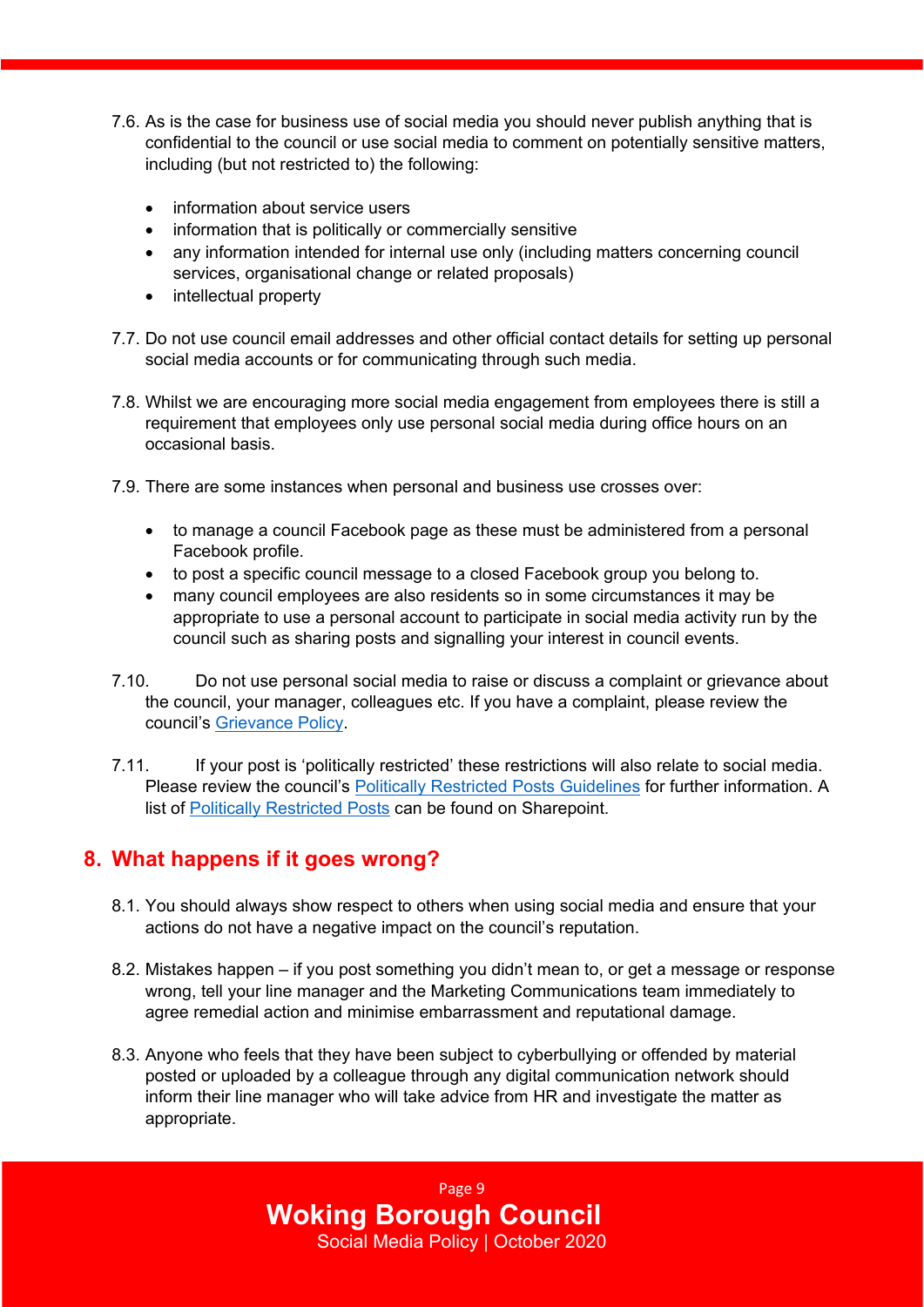7.6. As is the case for business use of social media you should never publish anything that is confidential to the council or use social media to comment on potentially sensitive matters, including (but not restricted to) the following:

- information about service users
- information that is politically or commercially sensitive
- any information intended for internal use only (including matters concerning council services, organisational change or related proposals)
- intellectual property

7.7. Do not use council email addresses and other official contact details for setting up personal social media accounts or for communicating through such media.

7.8. Whilst we are encouraging more social media engagement from employees there is still a requirement that employees only use personal social media during office hours on an occasional basis.

7.9. There are some instances when personal and business use crosses over:

- to manage a council Facebook page as these must be administered from a personal Facebook profile.
- to post a specific council message to a closed Facebook group you belong to.
- many council employees are also residents so in some circumstances it may be appropriate to use a personal account to participate in social media activity run by the council such as sharing posts and signalling your interest in council events.

7.10. Do not use personal social media to raise or discuss a complaint or grievance about the council, your manager, colleagues etc. If you have a complaint, please review the council's Grievance Policy.

7.11. If your post is 'politically restricted' these restrictions will also relate to social media. Please review the council's Politically Restricted Posts Guidelines for further information. A list of Politically Restricted Posts can be found on Sharepoint.

## 8. What happens if it goes wrong?

8.1. You should always show respect to others when using social media and ensure that your actions do not have a negative impact on the council's reputation.

8.2. Mistakes happen – if you post something you didn't mean to, or get a message or response wrong, tell your line manager and the Marketing Communications team immediately to agree remedial action and minimise embarrassment and reputational damage.

8.3. Anyone who feels that they have been subject to cyberbullying or offended by material posted or uploaded by a colleague through any digital communication network should inform their line manager who will take advice from HR and investigate the matter as appropriate.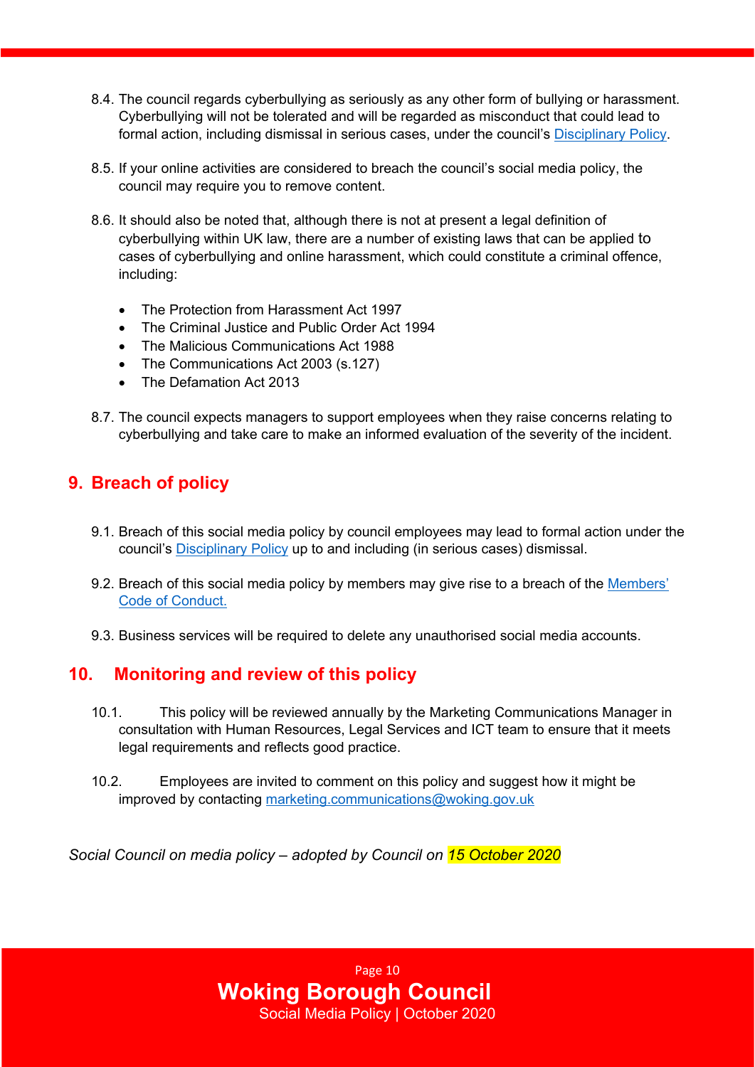8.4. The council regards cyberbullying as seriously as any other form of bullying or harassment. Cyberbullying will not be tolerated and will be regarded as misconduct that could lead to formal action, including dismissal in serious cases, under the council's [Disciplinary Policy](#).

8.5. If your online activities are considered to breach the council's social media policy, the council may require you to remove content.

8.6. It should also be noted that, although there is not at present a legal definition of cyberbullying within UK law, there are a number of existing laws that can be applied to cases of cyberbullying and online harassment, which could constitute a criminal offence, including:

- The Protection from Harassment Act 1997
- The Criminal Justice and Public Order Act 1994
- The Malicious Communications Act 1988
- The Communications Act 2003 (s.127)
- The Defamation Act 2013

8.7. The council expects managers to support employees when they raise concerns relating to cyberbullying and take care to make an informed evaluation of the severity of the incident.

## 9. Breach of policy

9.1. Breach of this social media policy by council employees may lead to formal action under the council's [Disciplinary Policy](#) up to and including (in serious cases) dismissal.

9.2. Breach of this social media policy by members may give rise to a breach of the [Members' Code of Conduct.](#)

9.3. Business services will be required to delete any unauthorised social media accounts.

## 10. Monitoring and review of this policy

10.1. This policy will be reviewed annually by the Marketing Communications Manager in consultation with Human Resources, Legal Services and ICT team to ensure that it meets legal requirements and reflects good practice.

10.2. Employees are invited to comment on this policy and suggest how it might be improved by contacting [marketing.communications@woking.gov.uk](mailto:marketing.communications@woking.gov.uk)

*Social Council on media policy – adopted by Council on 15 October 2020*